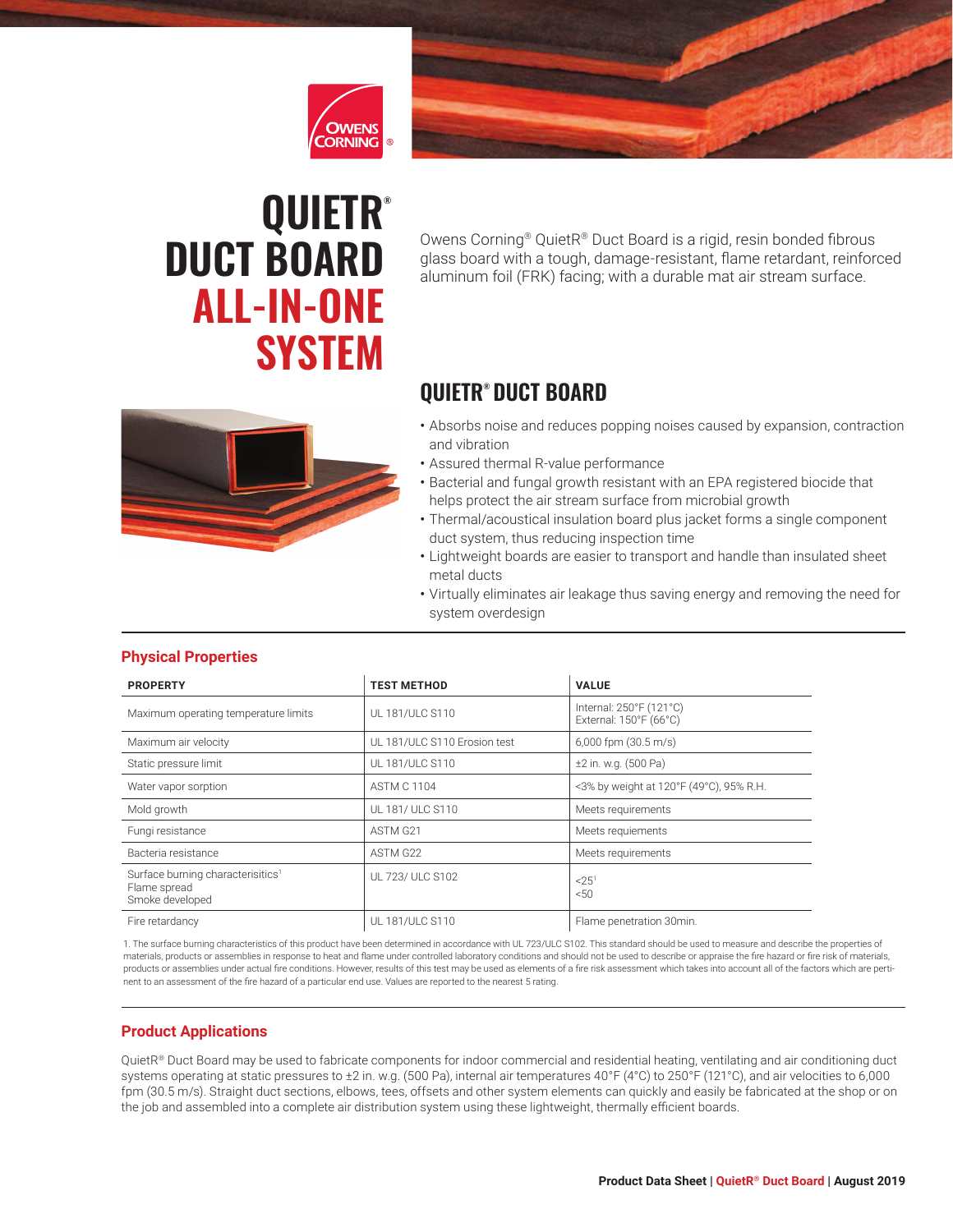# QUIETR® DUCT BOARD ALL-IN-ONE SYSTEM

Owens Corning® QuietR® Duct Board is a rigid, resin bonded fibrous glass board with a tough, damage-resistant, flame retardant, reinforced aluminum foil (FRK) facing; with a durable mat air stream surface.

## QUIETR® DUCT BOARD

- Absorbs noise and reduces popping noises caused by expansion, contraction and vibration
- Assured thermal R-value performance
- Bacterial and fungal growth resistant with an EPA registered biocide that helps protect the air stream surface from microbial growth
- Thermal/acoustical insulation board plus jacket forms a single component duct system, thus reducing inspection time
- Lightweight boards are easier to transport and handle than insulated sheet metal ducts
- Virtually eliminates air leakage thus saving energy and removing the need for system overdesign

## Physical Properties

| PROPERTY | TEST METHOD | VALUE |
|---|---|---|
| Maximum operating temperature limits | UL 181/ULC S110 | Internal: 250°F (121°C)<br>External: 150°F (66°C) |
| Maximum air velocity | UL 181/ULC S110 Erosion test | 6,000 fpm (30.5 m/s) |
| Static pressure limit | UL 181/ULC S110 | ±2 in. w.g. (500 Pa) |
| Water vapor sorption | ASTM C 1104 | <3% by weight at 120°F (49°C), 95% R.H. |
| Mold growth | UL 181/ ULC S110 | Meets requiements |
| Fungi resistance | ASTM G21 | Meets requiements |
| Bacteria resistance | ASTM G22 | Meets requirements |
| Surface burning characterisitics[1]<br>Flame spread<br>Smoke developed | UL 723/ ULC S102 | <br><25[1]<br><50 |
| Fire retardancy | UL 181/ULC S110 | Flame penetration 30min. |

1. The surface burning characteristics of this product have been determined in accordance with UL 723/ULC S102. This standard should be used to measure and describe the properties of materials, products or assemblies in response to heat and flame under controlled laboratory conditions and should not be used to describe or appraise the fire hazard or fire risk of materials, products or assemblies under actual fire conditions. However, results of this test may be used as elements of a fire risk assessment which takes into account all of the factors which are pertinent to an assessment of the fire hazard of a particular end use. Values are reported to the nearest 5 rating.

## Product Applications

QuietR® Duct Board may be used to fabricate components for indoor commercial and residential heating, ventilating and air conditioning duct systems operating at static pressures to ±2 in. w.g. (500 Pa), internal air temperatures 40°F (4°C) to 250°F (121°C), and air velocities to 6,000 fpm (30.5 m/s). Straight duct sections, elbows, tees, offsets and other system elements can quickly and easily be fabricated at the shop or on the job and assembled into a complete air distribution system using these lightweight, thermally efficient boards.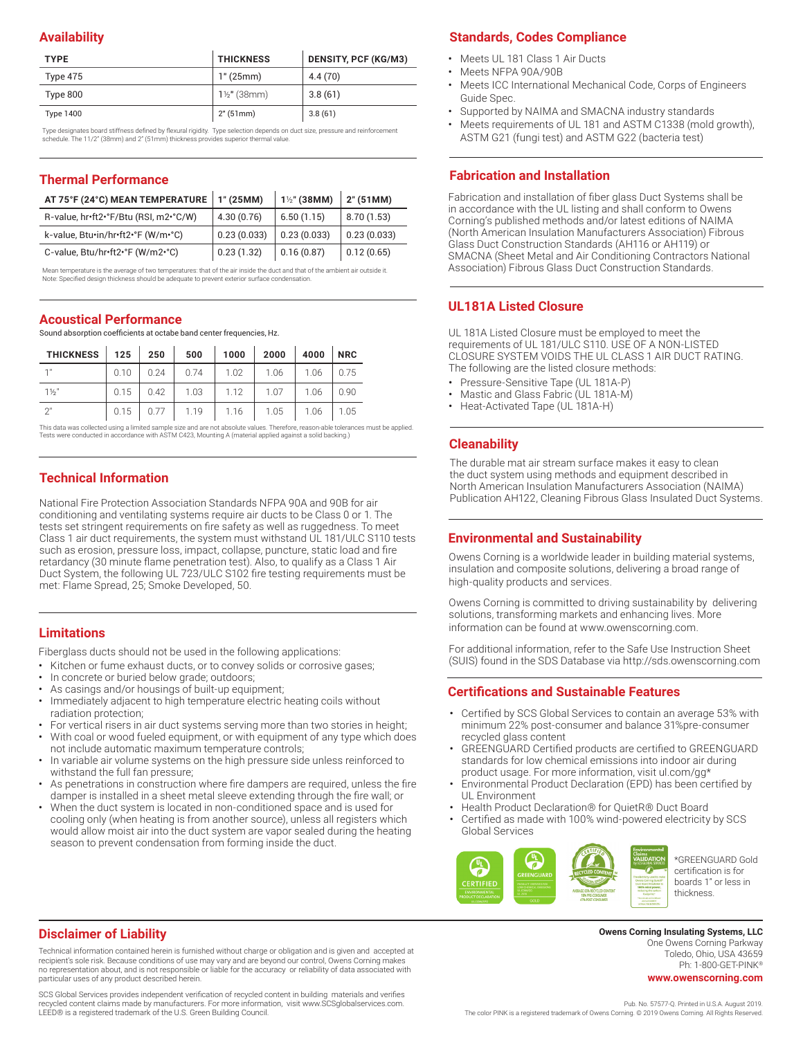## Availability

| TYPE | THICKNESS | DENSITY, PCF (KG/M3) |
| --- | --- | --- |
| Type 475 | 1" (25mm) | 4.4 (70) |
| Type 800 | 1½" (38mm) | 3.8 (61) |
| Type 1400 | 2" (51mm) | 3.8 (61) |

Type designates board stiffness defined by flexural rigidity. Type selection depends on duct size, pressure and reinforcement schedule. The 11/2" (38mm) and 2" (51mm) thickness provides superior thermal value.

## Thermal Performance

| AT 75°F (24°C) MEAN TEMPERATURE | 1" (25MM) | 1½" (38MM) | 2" (51MM) |
| --- | --- | --- | --- |
| R-value, hr•ft2•°F/Btu (RSI, m2•°C/W) | 4.30 (0.76) | 6.50 (1.15) | 8.70 (1.53) |
| k-value, Btu•in/hr•ft2•°F (W/m•°C) | 0.23 (0.033) | 0.23 (0.033) | 0.23 (0.033) |
| C-value, Btu/hr•ft2•°F (W/m2•°C) | 0.23 (1.32) | 0.16 (0.87) | 0.12 (0.65) |

Mean temperature is the average of two temperatures: that of the air inside the duct and that of the ambient air outside it.
Note: Specified design thickness should be adequate to prevent exterior surface condensation.

## Acoustical Performance

Sound absorption coefficients at octabe band center frequencies, Hz.

| THICKNESS | 125 | 250 | 500 | 1000 | 2000 | 4000 | NRC |
| --- | --- | --- | --- | --- | --- | --- | --- |
| 1" | 0.10 | 0.24 | 0.74 | 1.02 | 1.06 | 1.06 | 0.75 |
| 1½" | 0.15 | 0.42 | 1.03 | 1.12 | 1.07 | 1.06 | 0.90 |
| 2" | 0.15 | 0.77 | 1.19 | 1.16 | 1.05 | 1.06 | 1.05 |

This data was collected using a limited sample size and are not absolute values. Therefore, reason-able tolerances must be applied. Tests were conducted in accordance with ASTM C423, Mounting A (material applied against a solid backing.)

## Technical Information

National Fire Protection Association Standards NFPA 90A and 90B for air conditioning and ventilating systems require air ducts to be Class 0 or 1. The tests set stringent requirements on fire safety as well as ruggedness. To meet Class 1 air duct requirements, the system must withstand UL 181/ULC S110 tests such as erosion, pressure loss, impact, collapse, puncture, static load and fire retardancy (30 minute flame penetration test). Also, to qualify as a Class 1 Air Duct System, the following UL 723/ULC S102 fire testing requirements must be met: Flame Spread, 25; Smoke Developed, 50.

## Limitations

Fiberglass ducts should not be used in the following applications:

- Kitchen or fume exhaust ducts, or to convey solids or corrosive gases;
- In concrete or buried below grade; outdoors;
- As casings and/or housings of built-up equipment;
- Immediately adjacent to high temperature electric heating coils without radiation protection;
- For vertical risers in air duct systems serving more than two stories in height;
- With coal or wood fueled equipment, or with equipment of any type which does not include automatic maximum temperature controls;
- In variable air volume systems on the high pressure side unless reinforced to withstand the full fan pressure;
- As penetrations in construction where fire dampers are required, unless the fire damper is installed in a sheet metal sleeve extending through the fire wall; or
- When the duct system is located in non-conditioned space and is used for cooling only (when heating is from another source), unless all registers which would allow moist air into the duct system are vapor sealed during the heating season to prevent condensation from forming inside the duct.

## Standards, Codes Compliance

- Meets UL 181 Class 1 Air Ducts
- Meets NFPA 90A/90B
- Meets ICC International Mechanical Code, Corps of Engineers Guide Spec.
- Supported by NAIMA and SMACNA industry standards
- Meets requirements of UL 181 and ASTM C1338 (mold growth), ASTM G21 (fungi test) and ASTM G22 (bacteria test)

## Fabrication and Installation

Fabrication and installation of fiber glass Duct Systems shall be in accordance with the UL listing and shall conform to Owens Corning's published methods and/or latest editions of NAIMA (North American Insulation Manufacturers Association) Fibrous Glass Duct Construction Standards (AH116 or AH119) or SMACNA (Sheet Metal and Air Conditioning Contractors National Association) Fibrous Glass Duct Construction Standards.

## UL181A Listed Closure

UL 181A Listed Closure must be employed to meet the requirements of UL 181/ULC S110. USE OF A NON-LISTED CLOSURE SYSTEM VOIDS THE UL CLASS 1 AIR DUCT RATING. The following are the listed closure methods:

- Pressure-Sensitive Tape (UL 181A-P)
- Mastic and Glass Fabric (UL 181A-M)
- Heat-Activated Tape (UL 181A-H)

## Cleanability

The durable mat air stream surface makes it easy to clean the duct system using methods and equipment described in North American Insulation Manufacturers Association (NAIMA) Publication AH122, Cleaning Fibrous Glass Insulated Duct Systems.

## Environmental and Sustainability

Owens Corning is a worldwide leader in building material systems, insulation and composite solutions, delivering a broad range of high-quality products and services.

Owens Corning is committed to driving sustainability by delivering solutions, transforming markets and enhancing lives. More information can be found at www.owenscorning.com.

For additional information, refer to the Safe Use Instruction Sheet (SUIS) found in the SDS Database via http://sds.owenscorning.com

## Certifications and Sustainable Features

- Certified by SCS Global Services to contain an average 53% with minimum 22% post-consumer and balance 31%pre-consumer recycled glass content
- GREENGUARD Certified products are certified to GREENGUARD standards for low chemical emissions into indoor air during product usage. For more information, visit ul.com/gg*
- Environmental Product Declaration (EPD) has been certified by UL Environment
- Health Product Declaration® for QuietR® Duct Board
- Certified as made with 100% wind-powered electricity by SCS Global Services

*GREENGUARD Gold certification is for boards 1" or less in thickness.

## Disclaimer of Liability

Technical information contained herein is furnished without charge or obligation and is given and accepted at recipient's sole risk. Because conditions of use may vary and are beyond our control, Owens Corning makes no representation about, and is not responsible or liable for the accuracy or reliability of data associated with particular uses of any product described herein.

SCS Global Services provides independent verification of recycled content in building materials and verifies recycled content claims made by manufacturers. For more information, visit www.SCSglobalservices.com.
LEED® is a registered trademark of the U.S. Green Building Council.

**Owens Corning Insulating Systems, LLC**
One Owens Corning Parkway
Toledo, Ohio, USA 43659
Ph: 1-800-GET-PINK®
**www.owenscorning.com**

Pub. No. 57577-Q. Printed in U.S.A. August 2019.
The color PINK is a registered trademark of Owens Corning. © 2019 Owens Corning. All Rights Reserved.